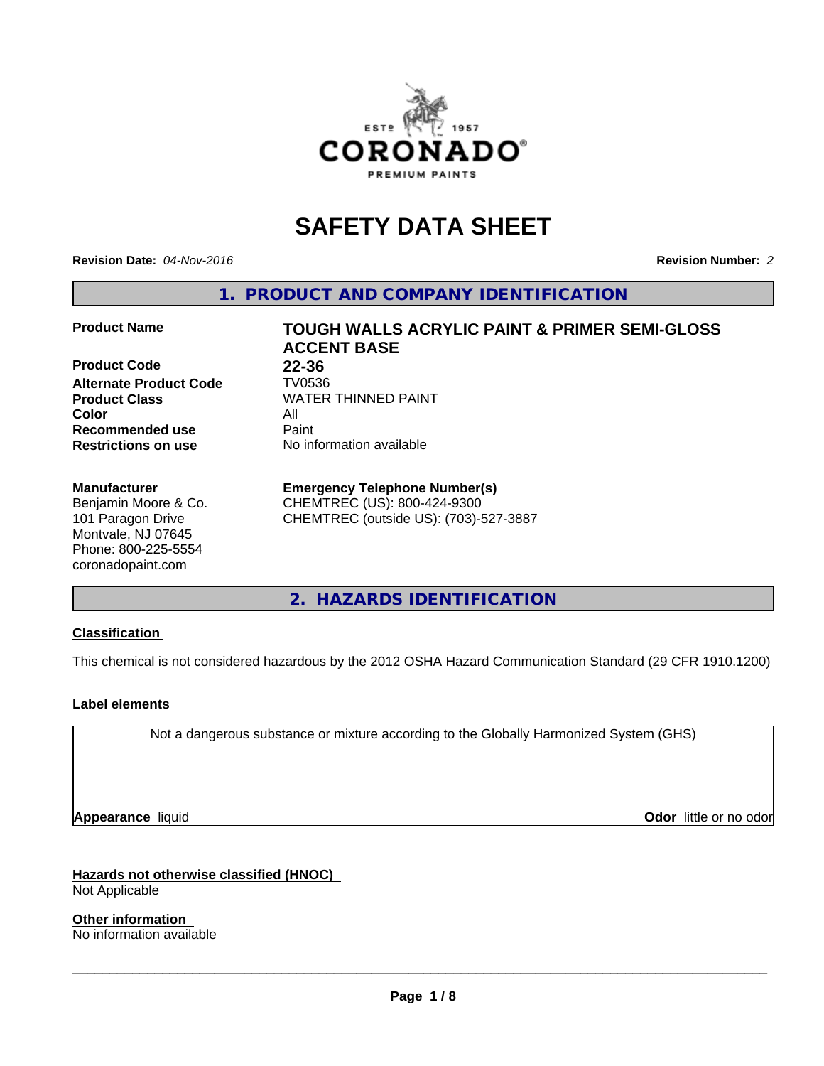# SAFETY DATA SHEET

**Revision Date:** *04-Nov-2016* **Revision Number:** *2*

## 1. PRODUCT AND COMPANY IDENTIFICATION

| | |
|---|---|
| **Product Name** | **TOUGH WALLS ACRYLIC PAINT & PRIMER SEMI-GLOSS ACCENT BASE** |
| **Product Code** | **22-36** |
| **Alternate Product Code** | TV0536 |
| **Product Class** | WATER THINNED PAINT |
| **Color** | All |
| **Recommended use** | Paint |
| **Restrictions on use** | No information available |

**Manufacturer**
Benjamin Moore & Co.
101 Paragon Drive
Montvale, NJ 07645
Phone: 800-225-5554
coronadopaint.com

**Emergency Telephone Number(s)**
CHEMTREC (US): 800-424-9300
CHEMTREC (outside US): (703)-527-3887

## 2. HAZARDS IDENTIFICATION

**Classification**

This chemical is not considered hazardous by the 2012 OSHA Hazard Communication Standard (29 CFR 1910.1200)

**Label elements**

Not a dangerous substance or mixture according to the Globally Harmonized System (GHS)

**Appearance** liquid **Odor** little or no odor

**Hazards not otherwise classified (HNOC)**
Not Applicable

**Other information**
No information available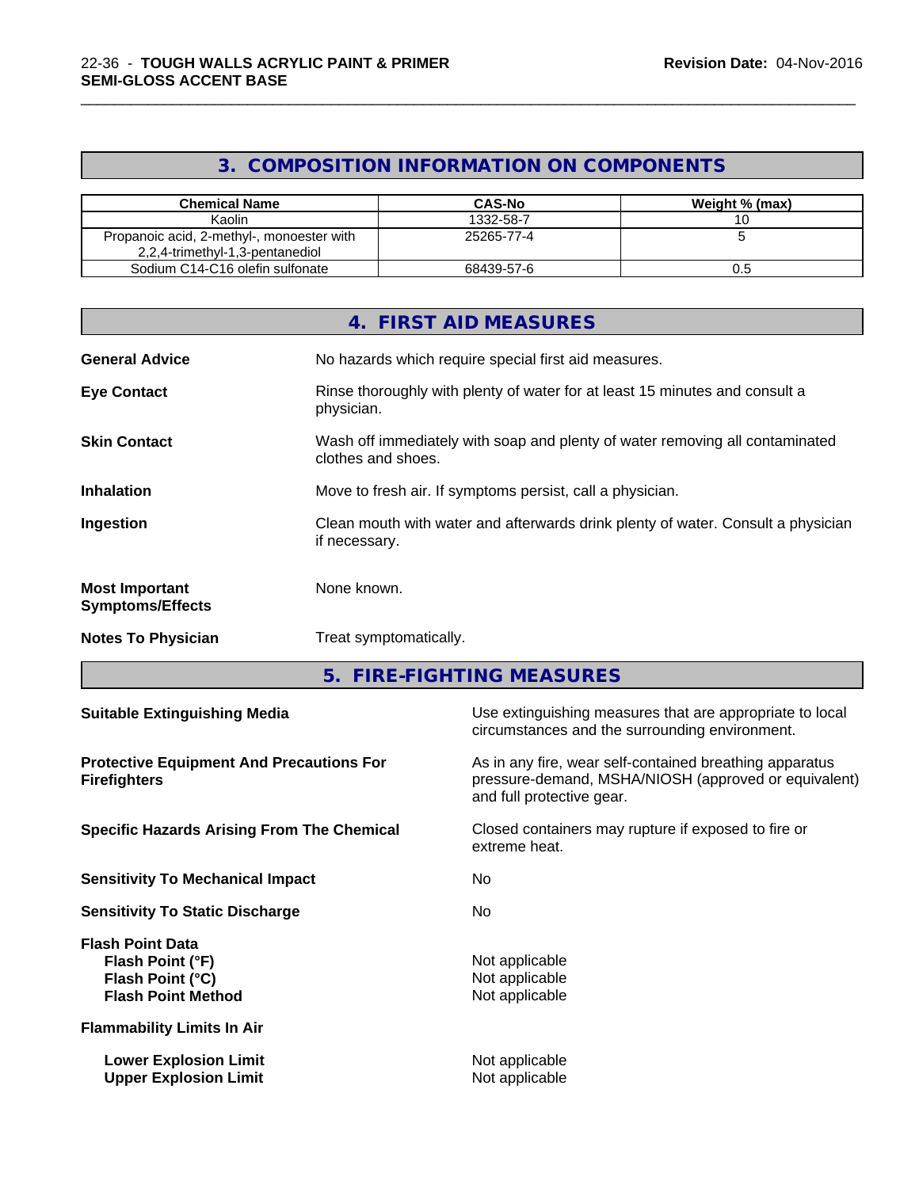## 3. COMPOSITION INFORMATION ON COMPONENTS

| Chemical Name | CAS-No | Weight % (max) |
|---|---|---|
| Kaolin | 1332-58-7 | 10 |
| Propanoic acid, 2-methyl-, monoester with 2,2,4-trimethyl-1,3-pentanediol | 25265-77-4 | 5 |
| Sodium C14-C16 olefin sulfonate | 68439-57-6 | 0.5 |

## 4. FIRST AID MEASURES

**General Advice**  
No hazards which require special first aid measures.

**Eye Contact**  
Rinse thoroughly with plenty of water for at least 15 minutes and consult a physician.

**Skin Contact**  
Wash off immediately with soap and plenty of water removing all contaminated clothes and shoes.

**Inhalation**  
Move to fresh air. If symptoms persist, call a physician.

**Ingestion**  
Clean mouth with water and afterwards drink plenty of water. Consult a physician if necessary.

**Most Important Symptoms/Effects**  
None known.

**Notes To Physician**  
Treat symptomatically.

## 5. FIRE-FIGHTING MEASURES

**Suitable Extinguishing Media**  
Use extinguishing measures that are appropriate to local circumstances and the surrounding environment.

**Protective Equipment And Precautions For Firefighters**  
As in any fire, wear self-contained breathing apparatus pressure-demand, MSHA/NIOSH (approved or equivalent) and full protective gear.

**Specific Hazards Arising From The Chemical**  
Closed containers may rupture if exposed to fire or extreme heat.

**Sensitivity To Mechanical Impact**  
No

**Sensitivity To Static Discharge**  
No

**Flash Point Data**  
**Flash Point (°F)**: Not applicable  
**Flash Point (°C)**: Not applicable  
**Flash Point Method**: Not applicable

**Flammability Limits In Air**

**Lower Explosion Limit**: Not applicable  
**Upper Explosion Limit**: Not applicable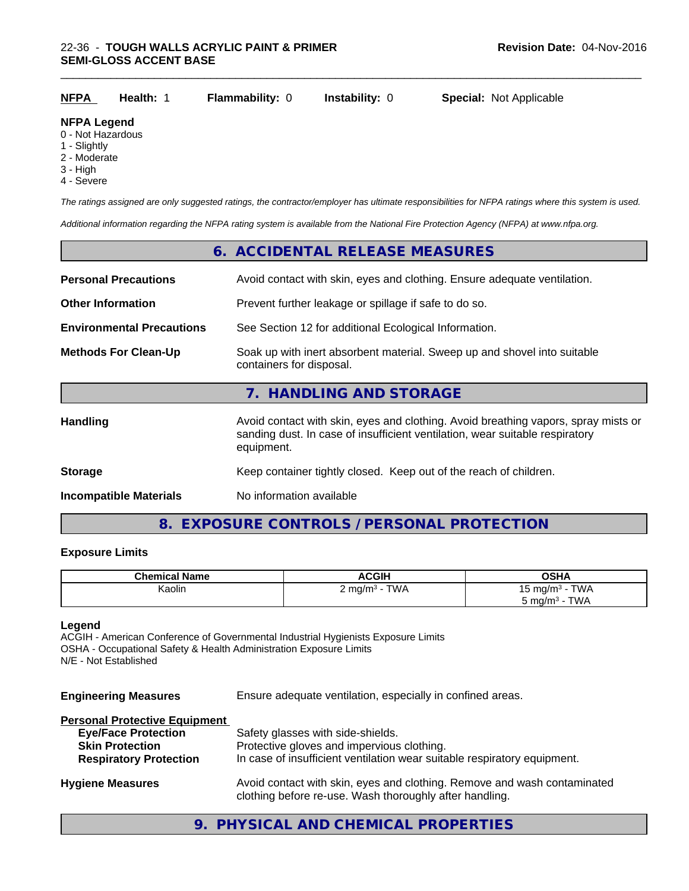**NFPA** **Health:** 1 **Flammability:** 0 **Instability:** 0 **Special:** Not Applicable

**NFPA Legend**
- 0 - Not Hazardous
- 1 - Slightly
- 2 - Moderate
- 3 - High
- 4 - Severe

*The ratings assigned are only suggested ratings, the contractor/employer has ultimate responsibilities for NFPA ratings where this system is used.*

*Additional information regarding the NFPA rating system is available from the National Fire Protection Agency (NFPA) at www.nfpa.org.*

## 6. ACCIDENTAL RELEASE MEASURES

**Personal Precautions** Avoid contact with skin, eyes and clothing. Ensure adequate ventilation.

**Other Information** Prevent further leakage or spillage if safe to do so.

**Environmental Precautions** See Section 12 for additional Ecological Information.

**Methods For Clean-Up** Soak up with inert absorbent material. Sweep up and shovel into suitable containers for disposal.

## 7. HANDLING AND STORAGE

**Handling** Avoid contact with skin, eyes and clothing. Avoid breathing vapors, spray mists or sanding dust. In case of insufficient ventilation, wear suitable respiratory equipment.

**Storage** Keep container tightly closed. Keep out of the reach of children.

**Incompatible Materials** No information available

## 8. EXPOSURE CONTROLS / PERSONAL PROTECTION

### Exposure Limits

| Chemical Name | ACGIH | OSHA |
|---|---|---|
| Kaolin | 2 mg/m³ - TWA | 15 mg/m³ - TWA<br>5 mg/m³ - TWA |

**Legend**
ACGIH - American Conference of Governmental Industrial Hygienists Exposure Limits
OSHA - Occupational Safety & Health Administration Exposure Limits
N/E - Not Established

**Engineering Measures** Ensure adequate ventilation, especially in confined areas.

**Personal Protective Equipment**
- **Eye/Face Protection** Safety glasses with side-shields.
- **Skin Protection** Protective gloves and impervious clothing.
- **Respiratory Protection** In case of insufficient ventilation wear suitable respiratory equipment.

**Hygiene Measures** Avoid contact with skin, eyes and clothing. Remove and wash contaminated clothing before re-use. Wash thoroughly after handling.

## 9. PHYSICAL AND CHEMICAL PROPERTIES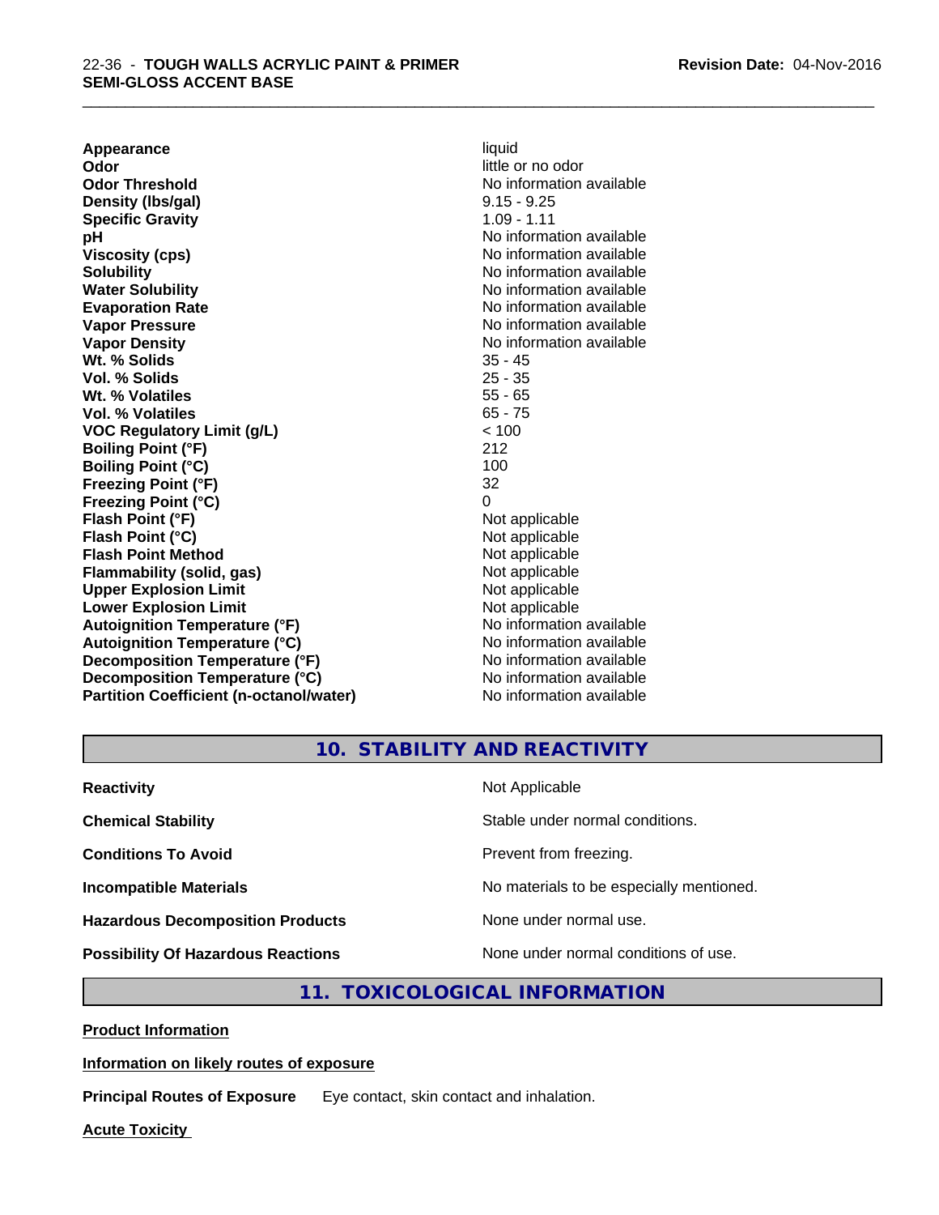| | |
|---|---|
| **Appearance** | liquid |
| **Odor** | little or no odor |
| **Odor Threshold** | No information available |
| **Density (lbs/gal)** | 9.15 - 9.25 |
| **Specific Gravity** | 1.09 - 1.11 |
| **pH** | No information available |
| **Viscosity (cps)** | No information available |
| **Solubility** | No information available |
| **Water Solubility** | No information available |
| **Evaporation Rate** | No information available |
| **Vapor Pressure** | No information available |
| **Vapor Density** | No information available |
| **Wt. % Solids** | 35 - 45 |
| **Vol. % Solids** | 25 - 35 |
| **Wt. % Volatiles** | 55 - 65 |
| **Vol. % Volatiles** | 65 - 75 |
| **VOC Regulatory Limit (g/L)** | < 100 |
| **Boiling Point (°F)** | 212 |
| **Boiling Point (°C)** | 100 |
| **Freezing Point (°F)** | 32 |
| **Freezing Point (°C)** | 0 |
| **Flash Point (°F)** | Not applicable |
| **Flash Point (°C)** | Not applicable |
| **Flash Point Method** | Not applicable |
| **Flammability (solid, gas)** | Not applicable |
| **Upper Explosion Limit** | Not applicable |
| **Lower Explosion Limit** | Not applicable |
| **Autoignition Temperature (°F)** | No information available |
| **Autoignition Temperature (°C)** | No information available |
| **Decomposition Temperature (°F)** | No information available |
| **Decomposition Temperature (°C)** | No information available |
| **Partition Coefficient (n-octanol/water)** | No information available |

## 10. STABILITY AND REACTIVITY

| | |
|---|---|
| **Reactivity** | Not Applicable |
| **Chemical Stability** | Stable under normal conditions. |
| **Conditions To Avoid** | Prevent from freezing. |
| **Incompatible Materials** | No materials to be especially mentioned. |
| **Hazardous Decomposition Products** | None under normal use. |
| **Possibility Of Hazardous Reactions** | None under normal conditions of use. |

## 11. TOXICOLOGICAL INFORMATION

**Product Information**

**Information on likely routes of exposure**

**Principal Routes of Exposure** Eye contact, skin contact and inhalation.

**Acute Toxicity**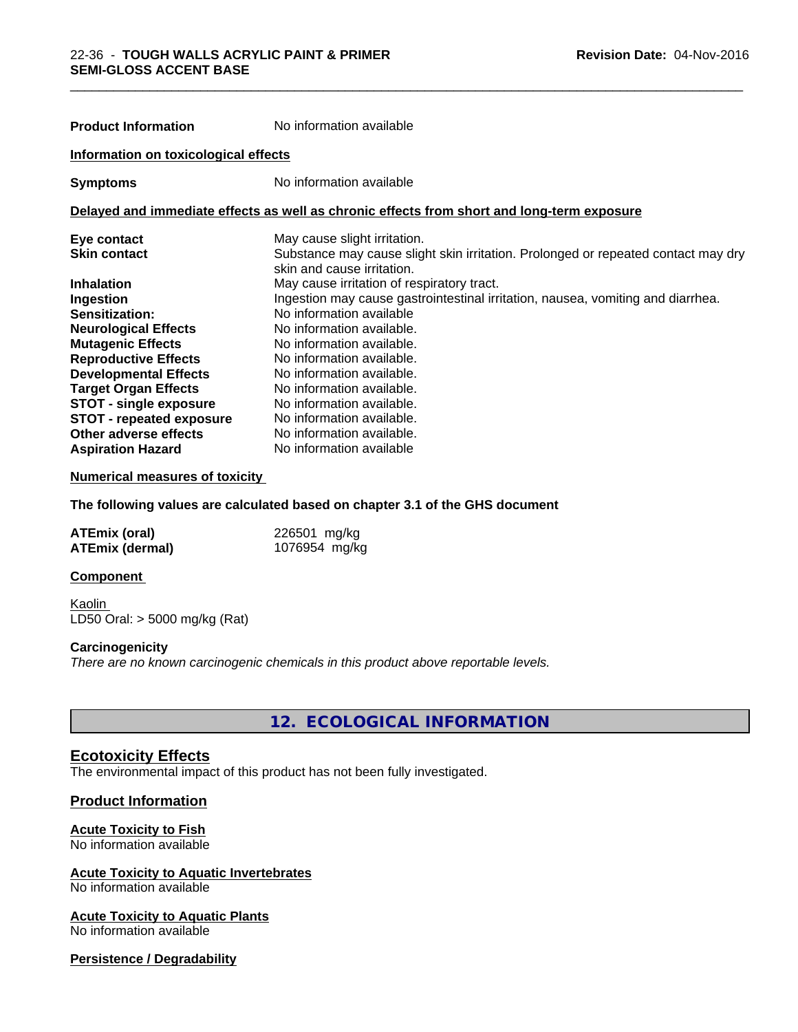| | |
|---|---|
| **Product Information** | No information available |

**Information on toxicological effects**

| | |
|---|---|
| **Symptoms** | No information available |

**Delayed and immediate effects as well as chronic effects from short and long-term exposure**

| | |
|---|---|
| **Eye contact** | May cause slight irritation. |
| **Skin contact** | Substance may cause slight skin irritation. Prolonged or repeated contact may dry skin and cause irritation. |
| **Inhalation** | May cause irritation of respiratory tract. |
| **Ingestion** | Ingestion may cause gastrointestinal irritation, nausea, vomiting and diarrhea. |
| **Sensitization:** | No information available |
| **Neurological Effects** | No information available. |
| **Mutagenic Effects** | No information available. |
| **Reproductive Effects** | No information available. |
| **Developmental Effects** | No information available. |
| **Target Organ Effects** | No information available. |
| **STOT - single exposure** | No information available. |
| **STOT - repeated exposure** | No information available. |
| **Other adverse effects** | No information available. |
| **Aspiration Hazard** | No information available |

**Numerical measures of toxicity**

**The following values are calculated based on chapter 3.1 of the GHS document**

| | |
|---|---|
| **ATEmix (oral)** | 226501 mg/kg |
| **ATEmix (dermal)** | 1076954 mg/kg |

**Component**

Kaolin
LD50 Oral: > 5000 mg/kg (Rat)

**Carcinogenicity**
*There are no known carcinogenic chemicals in this product above reportable levels.*

# 12. ECOLOGICAL INFORMATION

## Ecotoxicity Effects
The environmental impact of this product has not been fully investigated.

### Product Information

**Acute Toxicity to Fish**
No information available

**Acute Toxicity to Aquatic Invertebrates**
No information available

**Acute Toxicity to Aquatic Plants**
No information available

**Persistence / Degradability**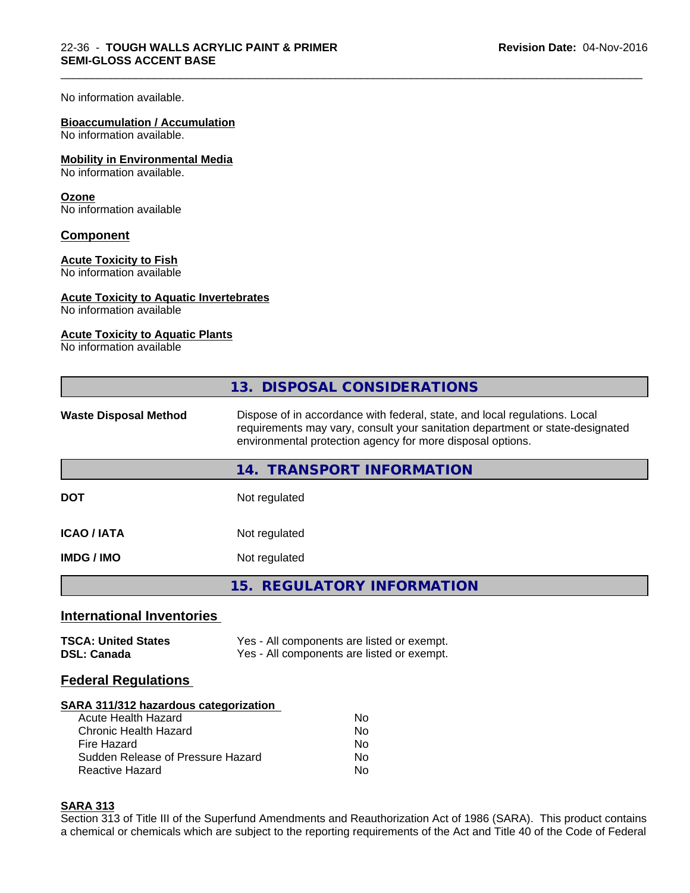No information available.

**Bioaccumulation / Accumulation**
No information available.

**Mobility in Environmental Media**
No information available.

**Ozone**
No information available

## Component

**Acute Toxicity to Fish**
No information available

**Acute Toxicity to Aquatic Invertebrates**
No information available

**Acute Toxicity to Aquatic Plants**
No information available

## 13. DISPOSAL CONSIDERATIONS

| | |
|---|---|
| **Waste Disposal Method** | Dispose of in accordance with federal, state, and local regulations. Local requirements may vary, consult your sanitation department or state-designated environmental protection agency for more disposal options. |

## 14. TRANSPORT INFORMATION

| | |
|---|---|
| **DOT** | Not regulated |
| **ICAO / IATA** | Not regulated |
| **IMDG / IMO** | Not regulated |

## 15. REGULATORY INFORMATION

### International Inventories

| | |
|---|---|
| **TSCA: United States** | Yes - All components are listed or exempt. |
| **DSL: Canada** | Yes - All components are listed or exempt. |

### Federal Regulations

**SARA 311/312 hazardous categorization**

| | |
|---|---|
| Acute Health Hazard | No |
| Chronic Health Hazard | No |
| Fire Hazard | No |
| Sudden Release of Pressure Hazard | No |
| Reactive Hazard | No |

**SARA 313**
Section 313 of Title III of the Superfund Amendments and Reauthorization Act of 1986 (SARA). This product contains a chemical or chemicals which are subject to the reporting requirements of the Act and Title 40 of the Code of Federal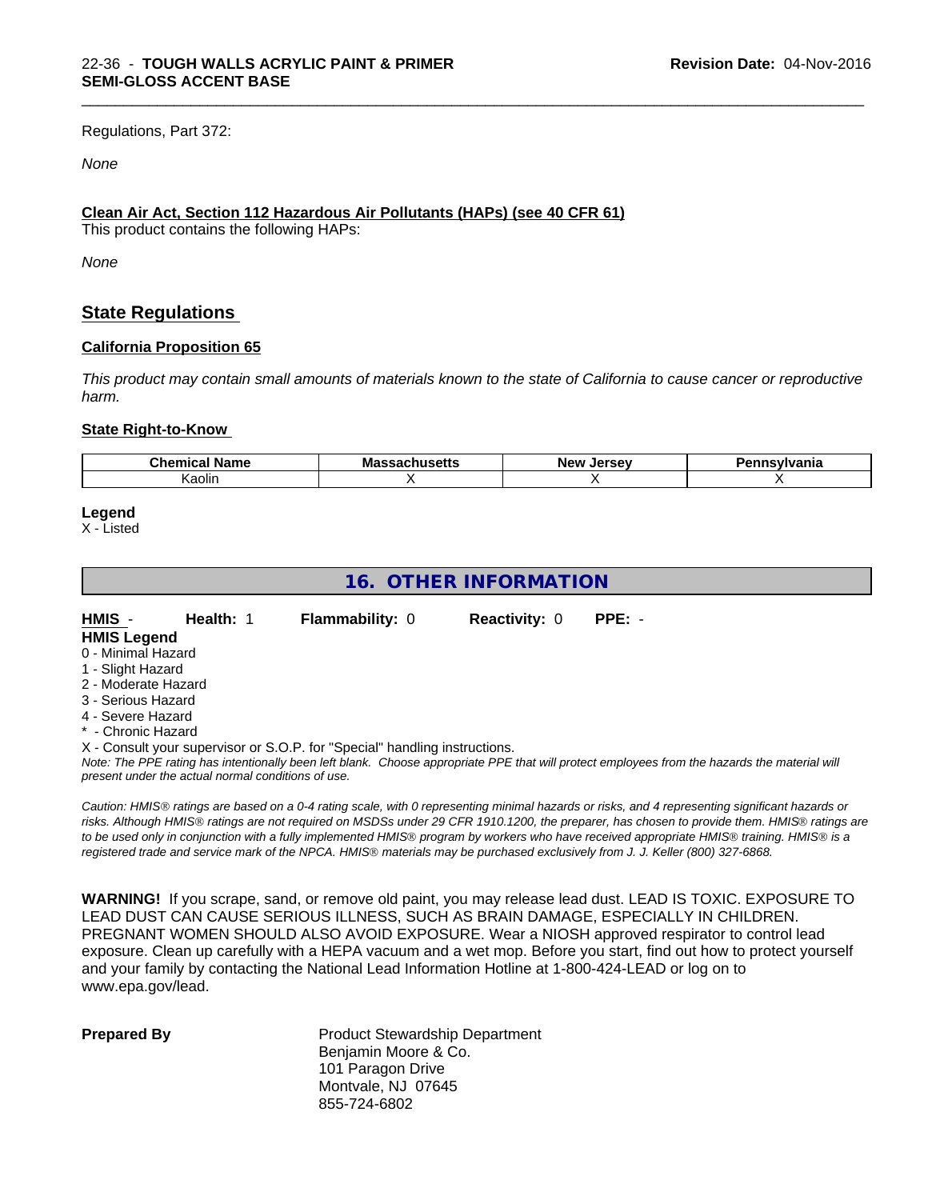Regulations, Part 372:

*None*

**Clean Air Act, Section 112 Hazardous Air Pollutants (HAPs) (see 40 CFR 61)**

This product contains the following HAPs:

*None*

## State Regulations

**California Proposition 65**

*This product may contain small amounts of materials known to the state of California to cause cancer or reproductive harm.*

**State Right-to-Know**

| Chemical Name | Massachusetts | New Jersey | Pennsylvania |
|---|---|---|---|
| Kaolin | X | X | X |

**Legend**

X - Listed

## 16. OTHER INFORMATION

**HMIS** - **Health:** 1 **Flammability:** 0 **Reactivity:** 0 **PPE:** -

**HMIS Legend**

0 - Minimal Hazard
1 - Slight Hazard
2 - Moderate Hazard
3 - Serious Hazard
4 - Severe Hazard
* - Chronic Hazard
X - Consult your supervisor or S.O.P. for "Special" handling instructions.

*Note: The PPE rating has intentionally been left blank. Choose appropriate PPE that will protect employees from the hazards the material will present under the actual normal conditions of use.*

*Caution: HMIS® ratings are based on a 0-4 rating scale, with 0 representing minimal hazards or risks, and 4 representing significant hazards or risks. Although HMIS® ratings are not required on MSDSs under 29 CFR 1910.1200, the preparer, has chosen to provide them. HMIS® ratings are to be used only in conjunction with a fully implemented HMIS® program by workers who have received appropriate HMIS® training. HMIS® is a registered trade and service mark of the NPCA. HMIS® materials may be purchased exclusively from J. J. Keller (800) 327-6868.*

**WARNING!** If you scrape, sand, or remove old paint, you may release lead dust. LEAD IS TOXIC. EXPOSURE TO LEAD DUST CAN CAUSE SERIOUS ILLNESS, SUCH AS BRAIN DAMAGE, ESPECIALLY IN CHILDREN. PREGNANT WOMEN SHOULD ALSO AVOID EXPOSURE. Wear a NIOSH approved respirator to control lead exposure. Clean up carefully with a HEPA vacuum and a wet mop. Before you start, find out how to protect yourself and your family by contacting the National Lead Information Hotline at 1-800-424-LEAD or log on to www.epa.gov/lead.

**Prepared By** Product Stewardship Department
Benjamin Moore & Co.
101 Paragon Drive
Montvale, NJ 07645
855-724-6802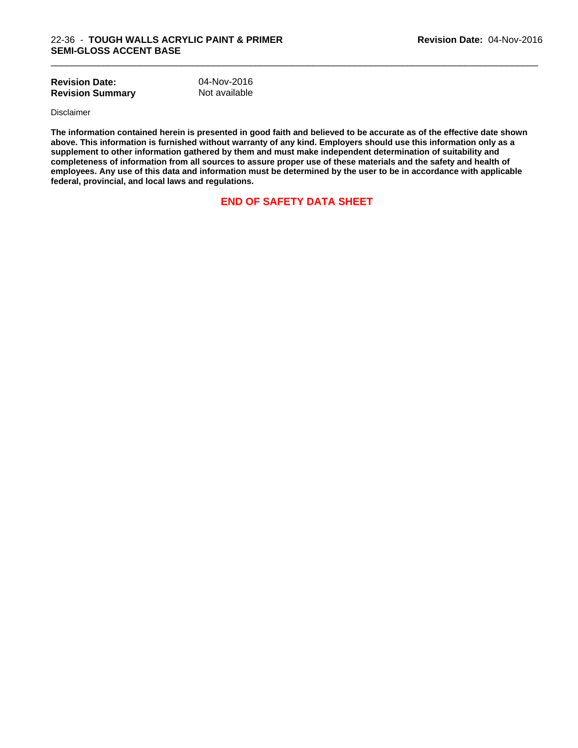| | |
|---|---|
| **Revision Date:** | 04-Nov-2016 |
| **Revision Summary** | Not available |

Disclaimer

**The information contained herein is presented in good faith and believed to be accurate as of the effective date shown above. This information is furnished without warranty of any kind. Employers should use this information only as a supplement to other information gathered by them and must make independent determination of suitability and completeness of information from all sources to assure proper use of these materials and the safety and health of employees. Any use of this data and information must be determined by the user to be in accordance with applicable federal, provincial, and local laws and regulations.**

**END OF SAFETY DATA SHEET**